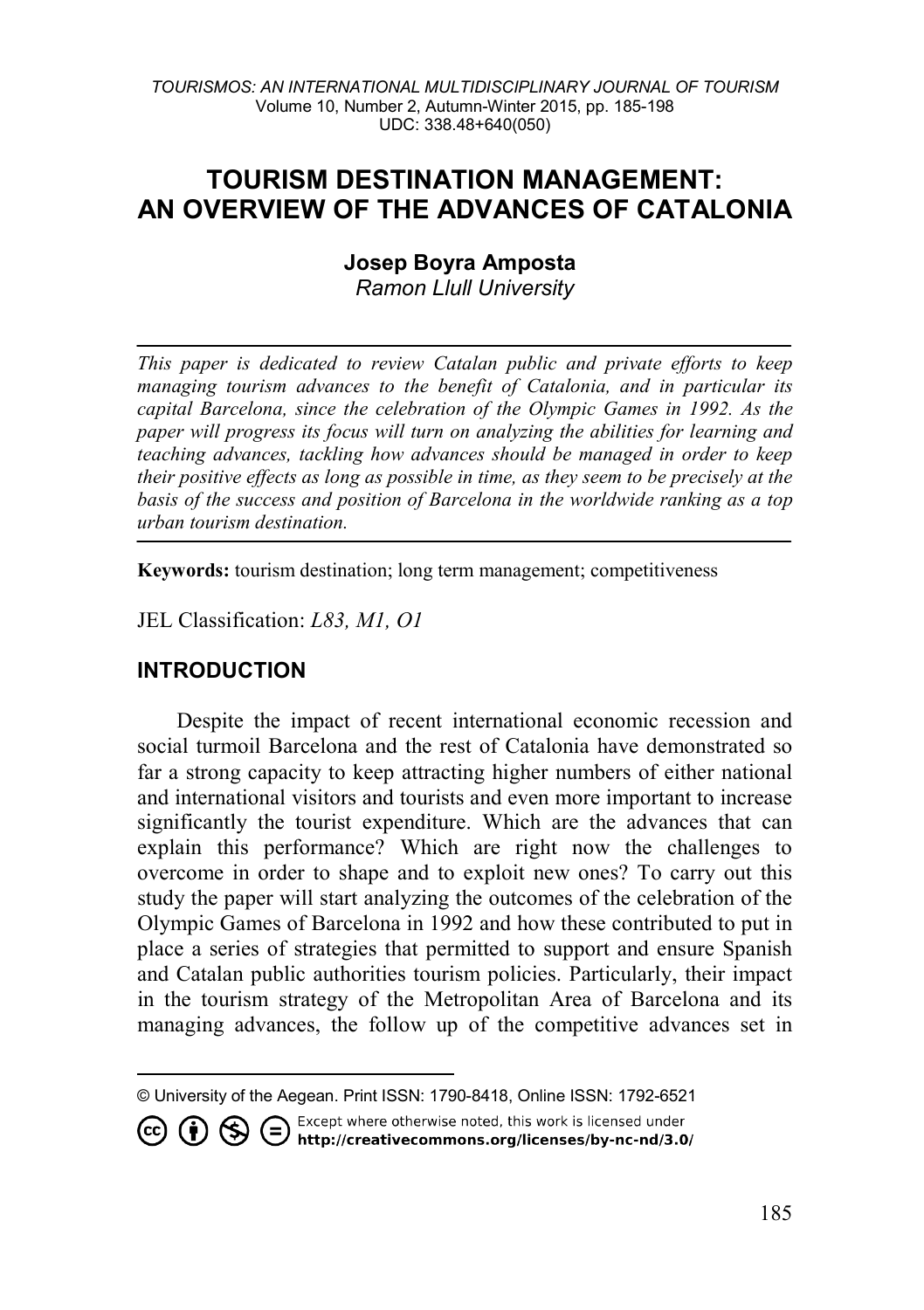# TOURISM DESTINATION MANAGEMENT: AN OVERVIEW OF THE ADVANCES OF CATALONIA

**Josep Boyra Amposta**
*Ramon Llull University*

*This paper is dedicated to review Catalan public and private efforts to keep managing tourism advances to the benefit of Catalonia, and in particular its capital Barcelona, since the celebration of the Olympic Games in 1992. As the paper will progress its focus will turn on analyzing the abilities for learning and teaching advances, tackling how advances should be managed in order to keep their positive effects as long as possible in time, as they seem to be precisely at the basis of the success and position of Barcelona in the worldwide ranking as a top urban tourism destination.*

**Keywords:** tourism destination; long term management; competitiveness

JEL Classification: *L83, M1, O1*

## INTRODUCTION

Despite the impact of recent international economic recession and social turmoil Barcelona and the rest of Catalonia have demonstrated so far a strong capacity to keep attracting higher numbers of either national and international visitors and tourists and even more important to increase significantly the tourist expenditure. Which are the advances that can explain this performance? Which are right now the challenges to overcome in order to shape and to exploit new ones? To carry out this study the paper will start analyzing the outcomes of the celebration of the Olympic Games of Barcelona in 1992 and how these contributed to put in place a series of strategies that permitted to support and ensure Spanish and Catalan public authorities tourism policies. Particularly, their impact in the tourism strategy of the Metropolitan Area of Barcelona and its managing advances, the follow up of the competitive advances set in

---

© University of the Aegean. Print ISSN: 1790-8418, Online ISSN: 1792-6521

Except where otherwise noted, this work is licensed under http://creativecommons.org/licenses/by-nc-nd/3.0/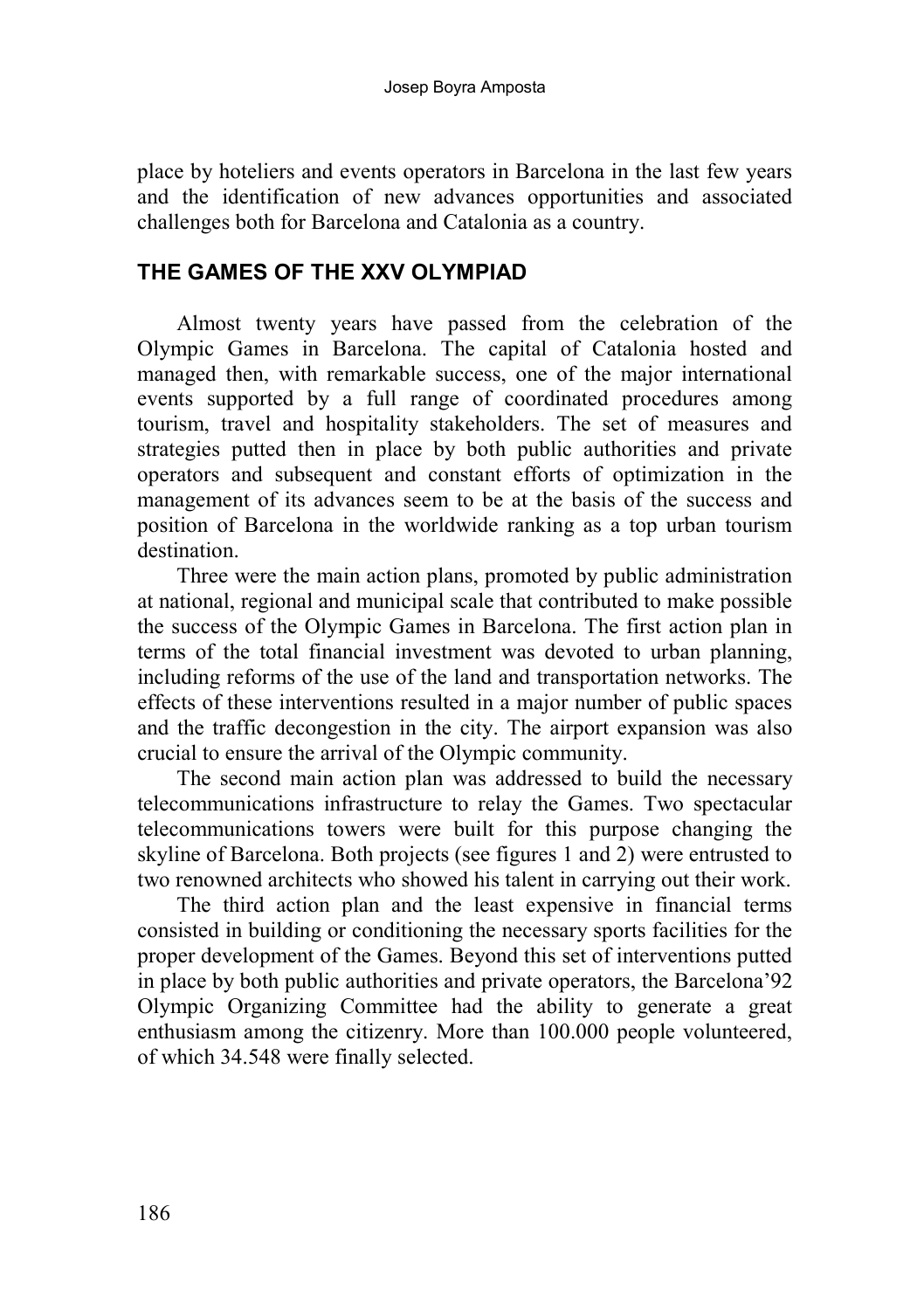place by hoteliers and events operators in Barcelona in the last few years and the identification of new advances opportunities and associated challenges both for Barcelona and Catalonia as a country.

## THE GAMES OF THE XXV OLYMPIAD

Almost twenty years have passed from the celebration of the Olympic Games in Barcelona. The capital of Catalonia hosted and managed then, with remarkable success, one of the major international events supported by a full range of coordinated procedures among tourism, travel and hospitality stakeholders. The set of measures and strategies putted then in place by both public authorities and private operators and subsequent and constant efforts of optimization in the management of its advances seem to be at the basis of the success and position of Barcelona in the worldwide ranking as a top urban tourism destination.

Three were the main action plans, promoted by public administration at national, regional and municipal scale that contributed to make possible the success of the Olympic Games in Barcelona. The first action plan in terms of the total financial investment was devoted to urban planning, including reforms of the use of the land and transportation networks. The effects of these interventions resulted in a major number of public spaces and the traffic decongestion in the city. The airport expansion was also crucial to ensure the arrival of the Olympic community.

The second main action plan was addressed to build the necessary telecommunications infrastructure to relay the Games. Two spectacular telecommunications towers were built for this purpose changing the skyline of Barcelona. Both projects (see figures 1 and 2) were entrusted to two renowned architects who showed his talent in carrying out their work.

The third action plan and the least expensive in financial terms consisted in building or conditioning the necessary sports facilities for the proper development of the Games. Beyond this set of interventions putted in place by both public authorities and private operators, the Barcelona'92 Olympic Organizing Committee had the ability to generate a great enthusiasm among the citizenry. More than 100.000 people volunteered, of which 34.548 were finally selected.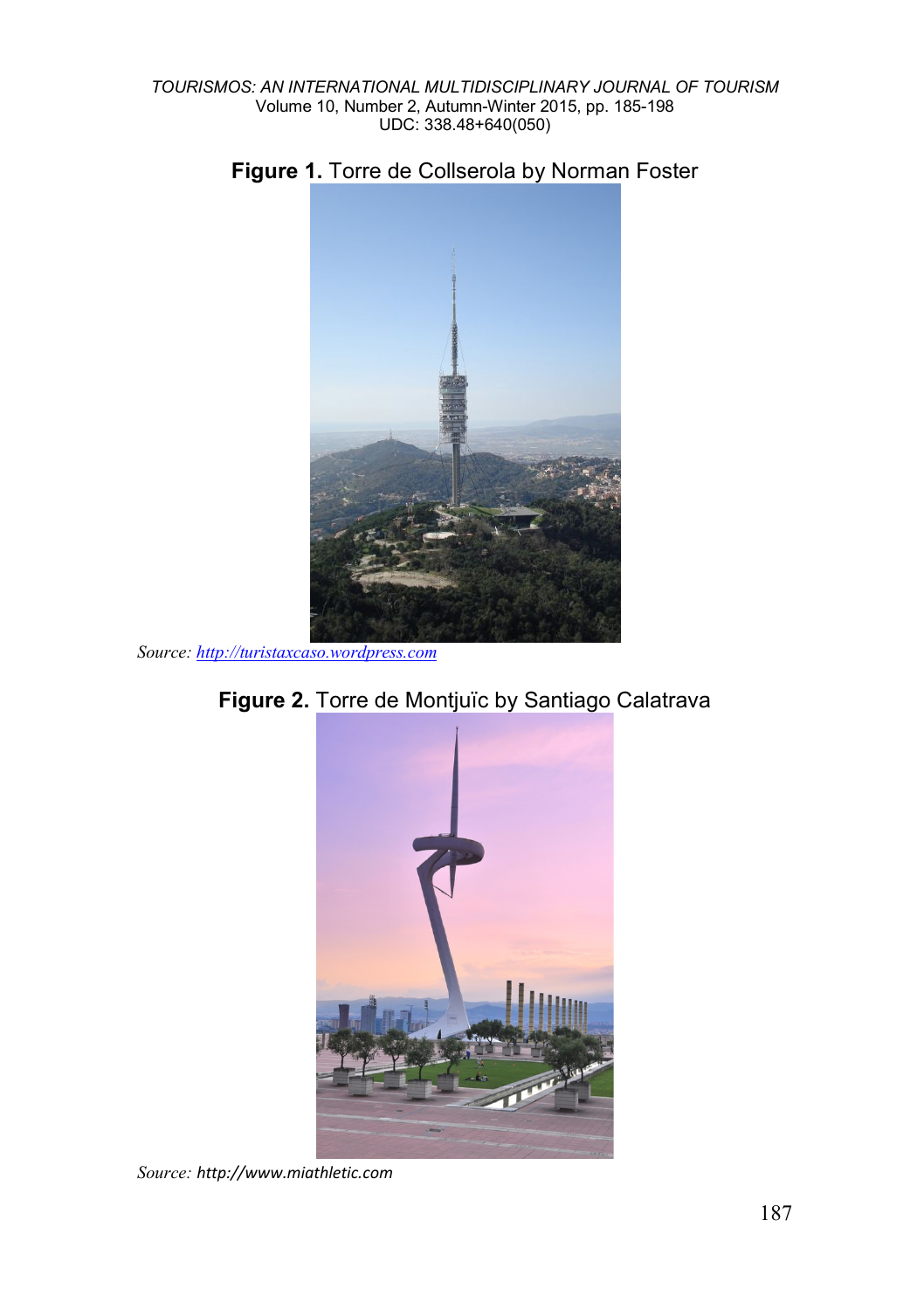**Figure 1.** Torre de Collserola by Norman Foster

*Source:* http://turistaxcaso.wordpress.com

**Figure 2.** Torre de Montjuïc by Santiago Calatrava

*Source:* http://www.miathletic.com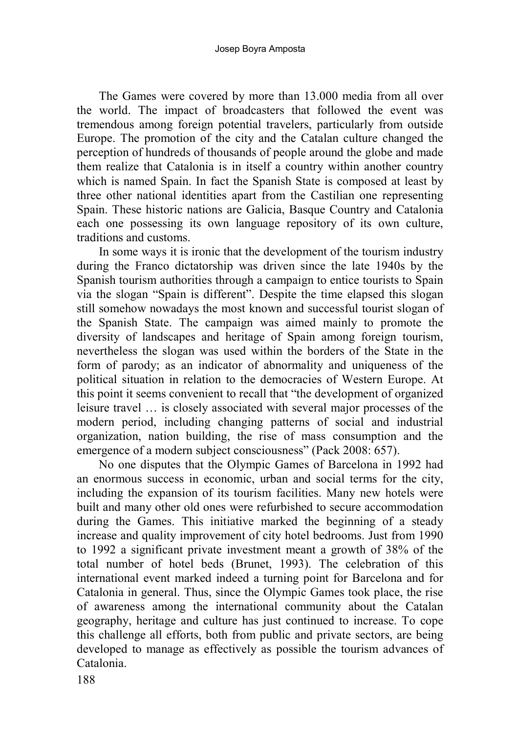The Games were covered by more than 13.000 media from all over the world. The impact of broadcasters that followed the event was tremendous among foreign potential travelers, particularly from outside Europe. The promotion of the city and the Catalan culture changed the perception of hundreds of thousands of people around the globe and made them realize that Catalonia is in itself a country within another country which is named Spain. In fact the Spanish State is composed at least by three other national identities apart from the Castilian one representing Spain. These historic nations are Galicia, Basque Country and Catalonia each one possessing its own language repository of its own culture, traditions and customs.

In some ways it is ironic that the development of the tourism industry during the Franco dictatorship was driven since the late 1940s by the Spanish tourism authorities through a campaign to entice tourists to Spain via the slogan "Spain is different". Despite the time elapsed this slogan still somehow nowadays the most known and successful tourist slogan of the Spanish State. The campaign was aimed mainly to promote the diversity of landscapes and heritage of Spain among foreign tourism, nevertheless the slogan was used within the borders of the State in the form of parody; as an indicator of abnormality and uniqueness of the political situation in relation to the democracies of Western Europe. At this point it seems convenient to recall that "the development of organized leisure travel … is closely associated with several major processes of the modern period, including changing patterns of social and industrial organization, nation building, the rise of mass consumption and the emergence of a modern subject consciousness" (Pack 2008: 657).

No one disputes that the Olympic Games of Barcelona in 1992 had an enormous success in economic, urban and social terms for the city, including the expansion of its tourism facilities. Many new hotels were built and many other old ones were refurbished to secure accommodation during the Games. This initiative marked the beginning of a steady increase and quality improvement of city hotel bedrooms. Just from 1990 to 1992 a significant private investment meant a growth of 38% of the total number of hotel beds (Brunet, 1993). The celebration of this international event marked indeed a turning point for Barcelona and for Catalonia in general. Thus, since the Olympic Games took place, the rise of awareness among the international community about the Catalan geography, heritage and culture has just continued to increase. To cope this challenge all efforts, both from public and private sectors, are being developed to manage as effectively as possible the tourism advances of Catalonia.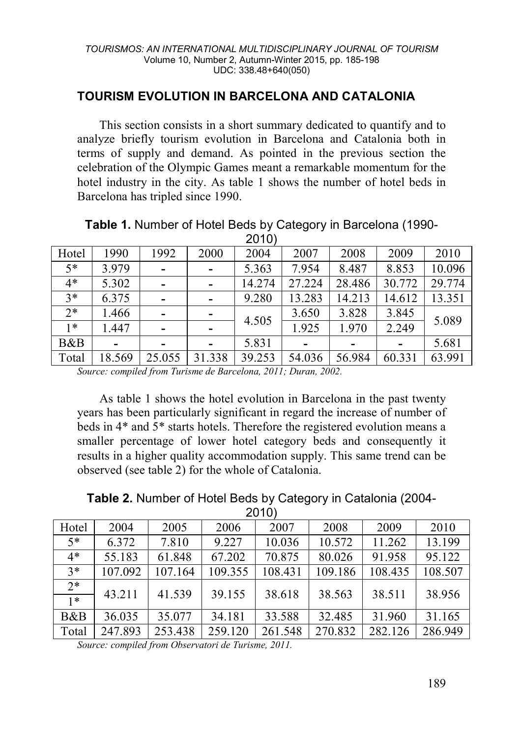## TOURISM EVOLUTION IN BARCELONA AND CATALONIA

This section consists in a short summary dedicated to quantify and to analyze briefly tourism evolution in Barcelona and Catalonia both in terms of supply and demand. As pointed in the previous section the celebration of the Olympic Games meant a remarkable momentum for the hotel industry in the city. As table 1 shows the number of hotel beds in Barcelona has tripled since 1990.

**Table 1.** Number of Hotel Beds by Category in Barcelona (1990-2010)

| Hotel | 1990 | 1992 | 2000 | 2004 | 2007 | 2008 | 2009 | 2010 |
|---|---|---|---|---|---|---|---|---|
| 5* | 3.979 | - | - | 5.363 | 7.954 | 8.487 | 8.853 | 10.096 |
| 4* | 5.302 | - | - | 14.274 | 27.224 | 28.486 | 30.772 | 29.774 |
| 3* | 6.375 | - | - | 9.280 | 13.283 | 14.213 | 14.612 | 13.351 |
| 2* | 1.466 | - | - | 4.505 | 3.650 | 3.828 | 3.845 | 5.089 |
| 1* | 1.447 | - | - | | 1.925 | 1.970 | 2.249 | |
| B&B | - | - | - | 5.831 | - | - | - | 5.681 |
| Total | 18.569 | 25.055 | 31.338 | 39.253 | 54.036 | 56.984 | 60.331 | 63.991 |

*Source: compiled from Turisme de Barcelona, 2011; Duran, 2002.*

As table 1 shows the hotel evolution in Barcelona in the past twenty years has been particularly significant in regard the increase of number of beds in 4* and 5* starts hotels. Therefore the registered evolution means a smaller percentage of lower hotel category beds and consequently it results in a higher quality accommodation supply. This same trend can be observed (see table 2) for the whole of Catalonia.

**Table 2.** Number of Hotel Beds by Category in Catalonia (2004-2010)

| Hotel | 2004 | 2005 | 2006 | 2007 | 2008 | 2009 | 2010 |
|---|---|---|---|---|---|---|---|
| 5* | 6.372 | 7.810 | 9.227 | 10.036 | 10.572 | 11.262 | 13.199 |
| 4* | 55.183 | 61.848 | 67.202 | 70.875 | 80.026 | 91.958 | 95.122 |
| 3* | 107.092 | 107.164 | 109.355 | 108.431 | 109.186 | 108.435 | 108.507 |
| 2* | 43.211 | 41.539 | 39.155 | 38.618 | 38.563 | 38.511 | 38.956 |
| 1* | | | | | | | |
| B&B | 36.035 | 35.077 | 34.181 | 33.588 | 32.485 | 31.960 | 31.165 |
| Total | 247.893 | 253.438 | 259.120 | 261.548 | 270.832 | 282.126 | 286.949 |

*Source: compiled from Observatori de Turisme, 2011.*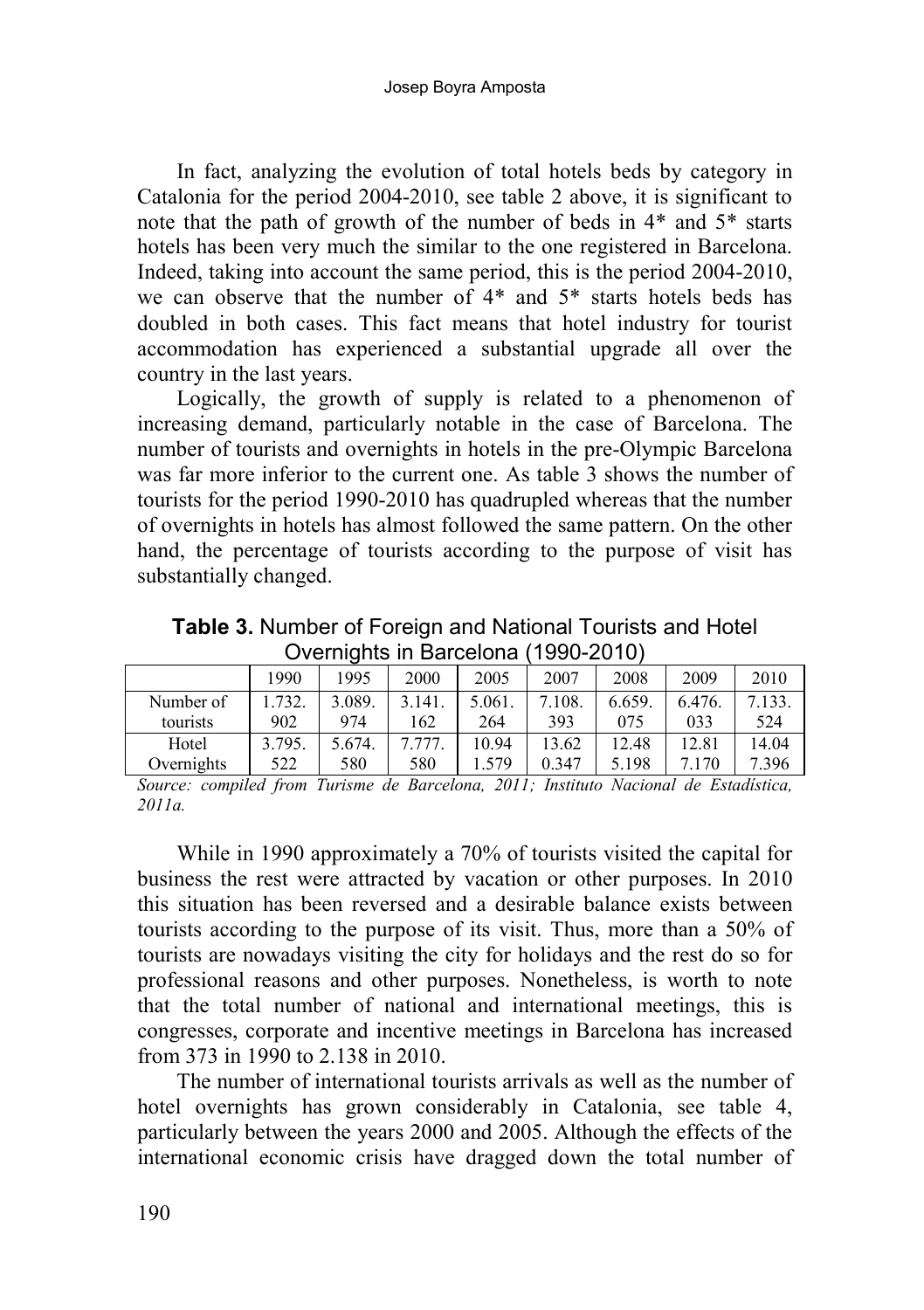In fact, analyzing the evolution of total hotels beds by category in Catalonia for the period 2004-2010, see table 2 above, it is significant to note that the path of growth of the number of beds in 4* and 5* starts hotels has been very much the similar to the one registered in Barcelona. Indeed, taking into account the same period, this is the period 2004-2010, we can observe that the number of 4* and 5* starts hotels beds has doubled in both cases. This fact means that hotel industry for tourist accommodation has experienced a substantial upgrade all over the country in the last years.

Logically, the growth of supply is related to a phenomenon of increasing demand, particularly notable in the case of Barcelona. The number of tourists and overnights in hotels in the pre-Olympic Barcelona was far more inferior to the current one. As table 3 shows the number of tourists for the period 1990-2010 has quadrupled whereas that the number of overnights in hotels has almost followed the same pattern. On the other hand, the percentage of tourists according to the purpose of visit has substantially changed.

**Table 3.** Number of Foreign and National Tourists and Hotel Overnights in Barcelona (1990-2010)

| | 1990 | 1995 | 2000 | 2005 | 2007 | 2008 | 2009 | 2010 |
|---|---|---|---|---|---|---|---|---|
| Number of tourists | 1.732.902 | 3.089.974 | 3.141.162 | 5.061.264 | 7.108.393 | 6.659.075 | 6.476.033 | 7.133.524 |
| Hotel Overnights | 3.795.522 | 5.674.580 | 7.777.580 | 10.941.579 | 13.620.347 | 12.485.198 | 12.817.170 | 14.047.396 |

*Source: compiled from Turisme de Barcelona, 2011; Instituto Nacional de Estadística, 2011a.*

While in 1990 approximately a 70% of tourists visited the capital for business the rest were attracted by vacation or other purposes. In 2010 this situation has been reversed and a desirable balance exists between tourists according to the purpose of its visit. Thus, more than a 50% of tourists are nowadays visiting the city for holidays and the rest do so for professional reasons and other purposes. Nonetheless, is worth to note that the total number of national and international meetings, this is congresses, corporate and incentive meetings in Barcelona has increased from 373 in 1990 to 2.138 in 2010.

The number of international tourists arrivals as well as the number of hotel overnights has grown considerably in Catalonia, see table 4, particularly between the years 2000 and 2005. Although the effects of the international economic crisis have dragged down the total number of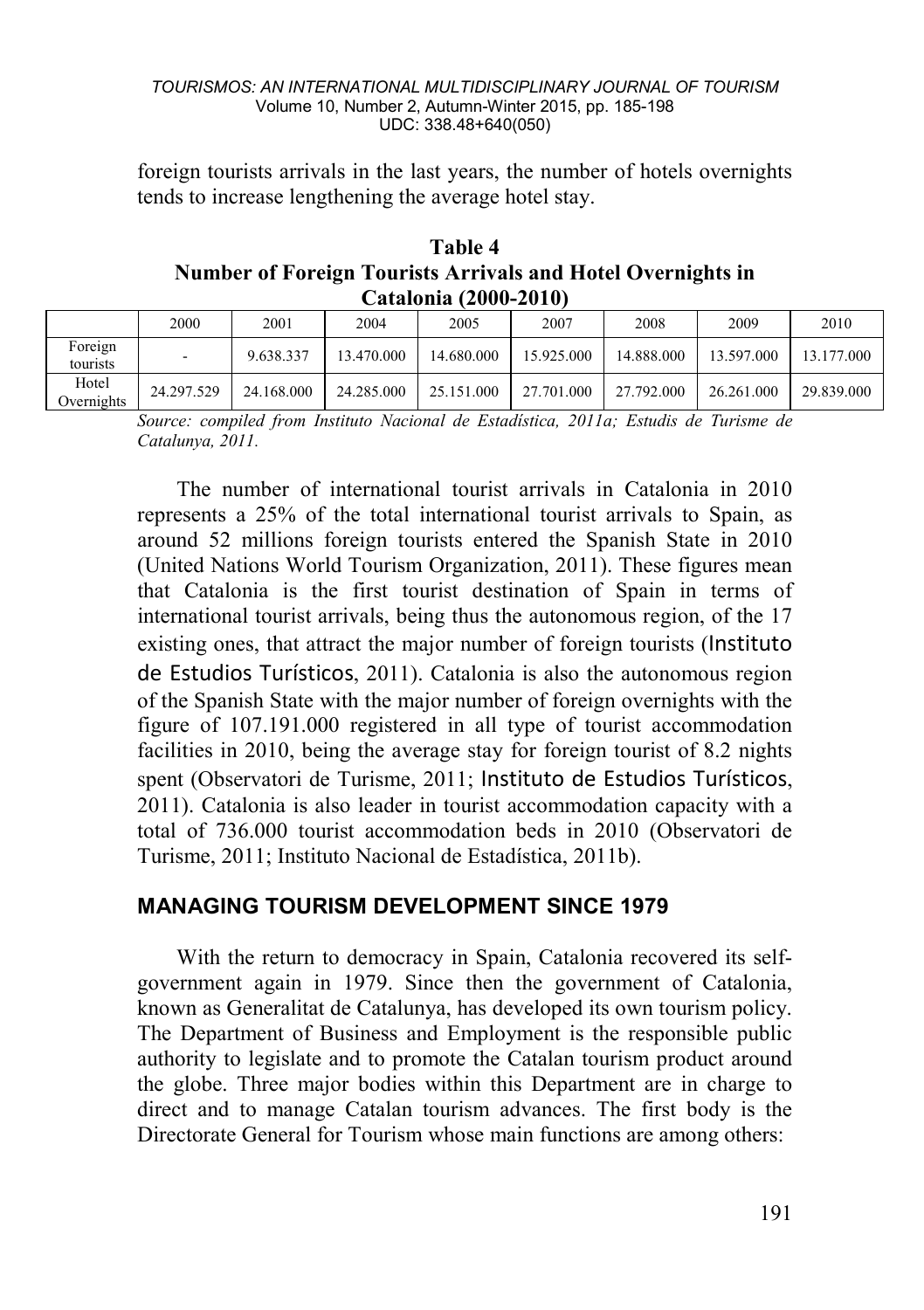foreign tourists arrivals in the last years, the number of hotels overnights tends to increase lengthening the average hotel stay.

**Table 4**
**Number of Foreign Tourists Arrivals and Hotel Overnights in Catalonia (2000-2010)**

| | 2000 | 2001 | 2004 | 2005 | 2007 | 2008 | 2009 | 2010 |
|---|---|---|---|---|---|---|---|---|
| Foreign tourists | - | 9.638.337 | 13.470.000 | 14.680.000 | 15.925.000 | 14.888.000 | 13.597.000 | 13.177.000 |
| Hotel Overnights | 24.297.529 | 24.168.000 | 24.285.000 | 25.151.000 | 27.701.000 | 27.792.000 | 26.261.000 | 29.839.000 |

*Source: compiled from Instituto Nacional de Estadística, 2011a; Estudis de Turisme de Catalunya, 2011.*

The number of international tourist arrivals in Catalonia in 2010 represents a 25% of the total international tourist arrivals to Spain, as around 52 millions foreign tourists entered the Spanish State in 2010 (United Nations World Tourism Organization, 2011). These figures mean that Catalonia is the first tourist destination of Spain in terms of international tourist arrivals, being thus the autonomous region, of the 17 existing ones, that attract the major number of foreign tourists (Instituto de Estudios Turísticos, 2011). Catalonia is also the autonomous region of the Spanish State with the major number of foreign overnights with the figure of 107.191.000 registered in all type of tourist accommodation facilities in 2010, being the average stay for foreign tourist of 8.2 nights spent (Observatori de Turisme, 2011; Instituto de Estudios Turísticos, 2011). Catalonia is also leader in tourist accommodation capacity with a total of 736.000 tourist accommodation beds in 2010 (Observatori de Turisme, 2011; Instituto Nacional de Estadística, 2011b).

## MANAGING TOURISM DEVELOPMENT SINCE 1979

With the return to democracy in Spain, Catalonia recovered its self-government again in 1979. Since then the government of Catalonia, known as Generalitat de Catalunya, has developed its own tourism policy. The Department of Business and Employment is the responsible public authority to legislate and to promote the Catalan tourism product around the globe. Three major bodies within this Department are in charge to direct and to manage Catalan tourism advances. The first body is the Directorate General for Tourism whose main functions are among others: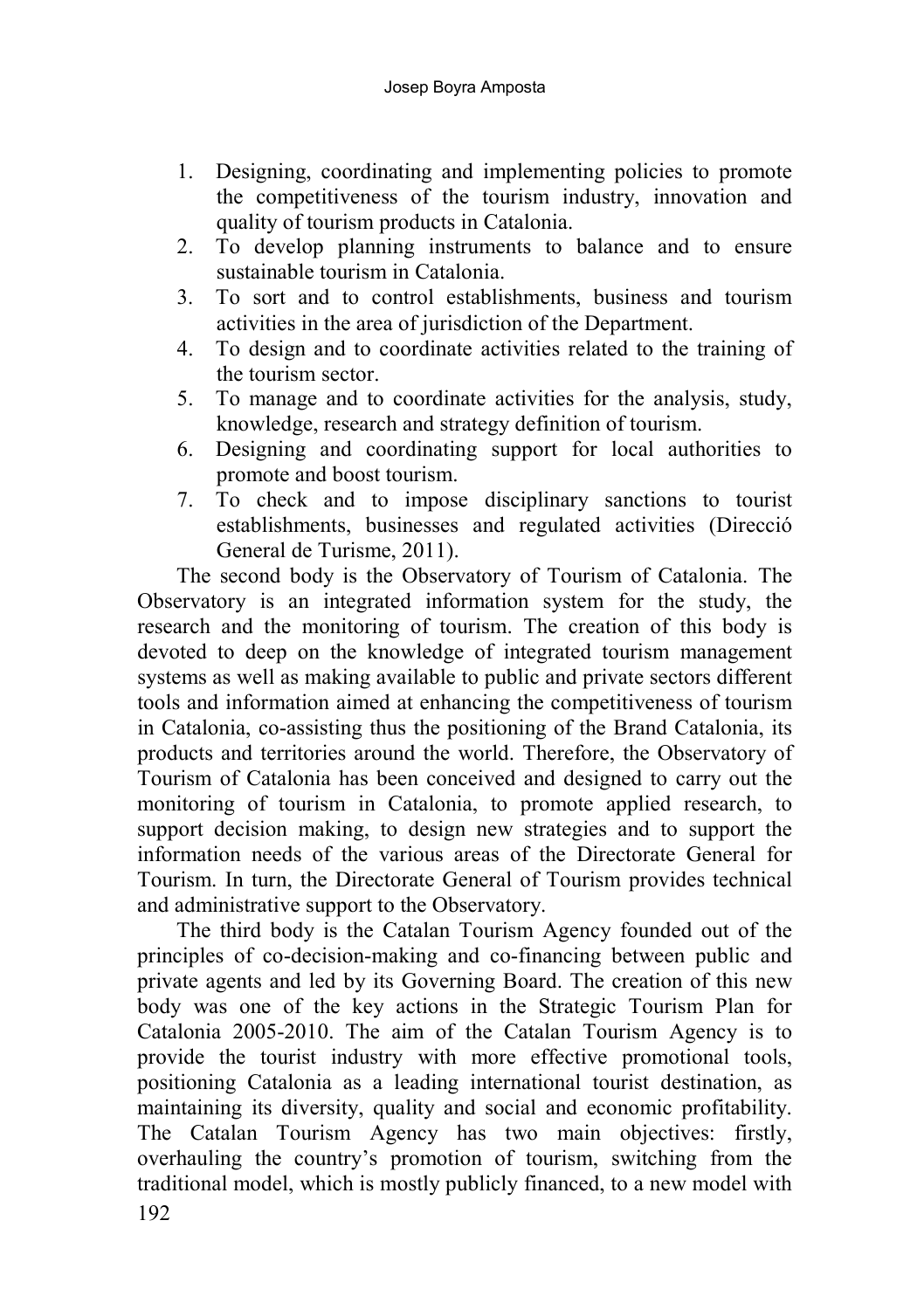1. Designing, coordinating and implementing policies to promote the competitiveness of the tourism industry, innovation and quality of tourism products in Catalonia.
2. To develop planning instruments to balance and to ensure sustainable tourism in Catalonia.
3. To sort and to control establishments, business and tourism activities in the area of jurisdiction of the Department.
4. To design and to coordinate activities related to the training of the tourism sector.
5. To manage and to coordinate activities for the analysis, study, knowledge, research and strategy definition of tourism.
6. Designing and coordinating support for local authorities to promote and boost tourism.
7. To check and to impose disciplinary sanctions to tourist establishments, businesses and regulated activities (Direcció General de Turisme, 2011).

The second body is the Observatory of Tourism of Catalonia. The Observatory is an integrated information system for the study, the research and the monitoring of tourism. The creation of this body is devoted to deep on the knowledge of integrated tourism management systems as well as making available to public and private sectors different tools and information aimed at enhancing the competitiveness of tourism in Catalonia, co-assisting thus the positioning of the Brand Catalonia, its products and territories around the world. Therefore, the Observatory of Tourism of Catalonia has been conceived and designed to carry out the monitoring of tourism in Catalonia, to promote applied research, to support decision making, to design new strategies and to support the information needs of the various areas of the Directorate General for Tourism. In turn, the Directorate General of Tourism provides technical and administrative support to the Observatory.

The third body is the Catalan Tourism Agency founded out of the principles of co-decision-making and co-financing between public and private agents and led by its Governing Board. The creation of this new body was one of the key actions in the Strategic Tourism Plan for Catalonia 2005-2010. The aim of the Catalan Tourism Agency is to provide the tourist industry with more effective promotional tools, positioning Catalonia as a leading international tourist destination, as maintaining its diversity, quality and social and economic profitability. The Catalan Tourism Agency has two main objectives: firstly, overhauling the country's promotion of tourism, switching from the traditional model, which is mostly publicly financed, to a new model with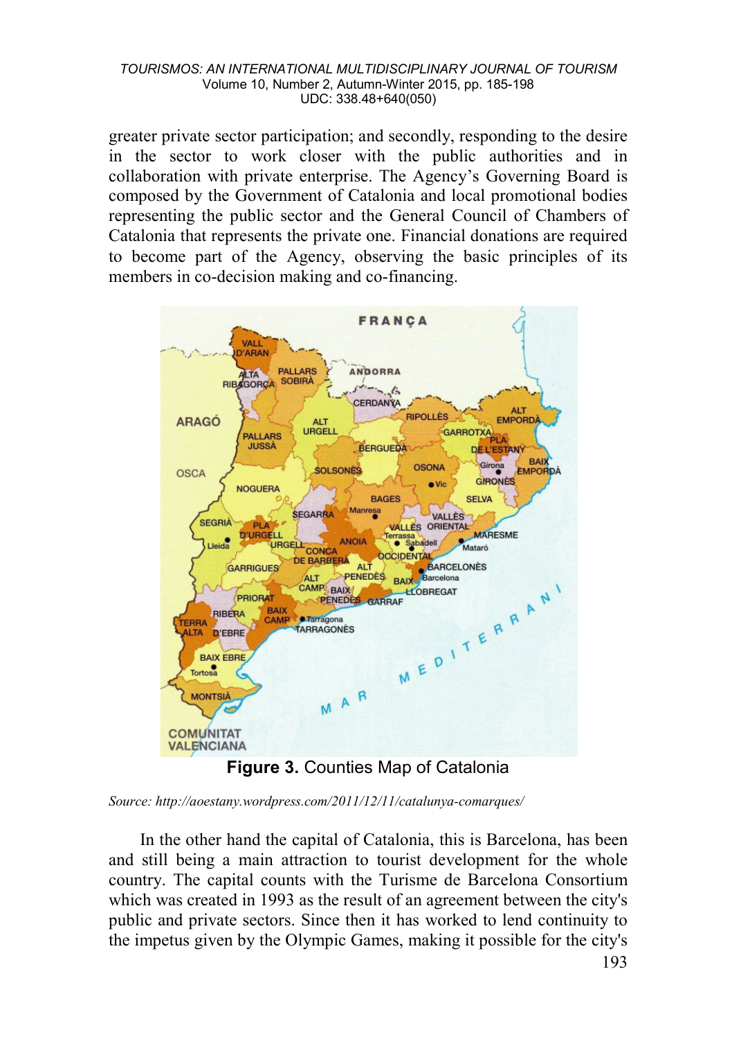greater private sector participation; and secondly, responding to the desire in the sector to work closer with the public authorities and in collaboration with private enterprise. The Agency's Governing Board is composed by the Government of Catalonia and local promotional bodies representing the public sector and the General Council of Chambers of Catalonia that represents the private one. Financial donations are required to become part of the Agency, observing the basic principles of its members in co-decision making and co-financing.

**Figure 3.** Counties Map of Catalonia

*Source: http://aoestany.wordpress.com/2011/12/11/catalunya-comarques/*

In the other hand the capital of Catalonia, this is Barcelona, has been and still being a main attraction to tourist development for the whole country. The capital counts with the Turisme de Barcelona Consortium which was created in 1993 as the result of an agreement between the city's public and private sectors. Since then it has worked to lend continuity to the impetus given by the Olympic Games, making it possible for the city's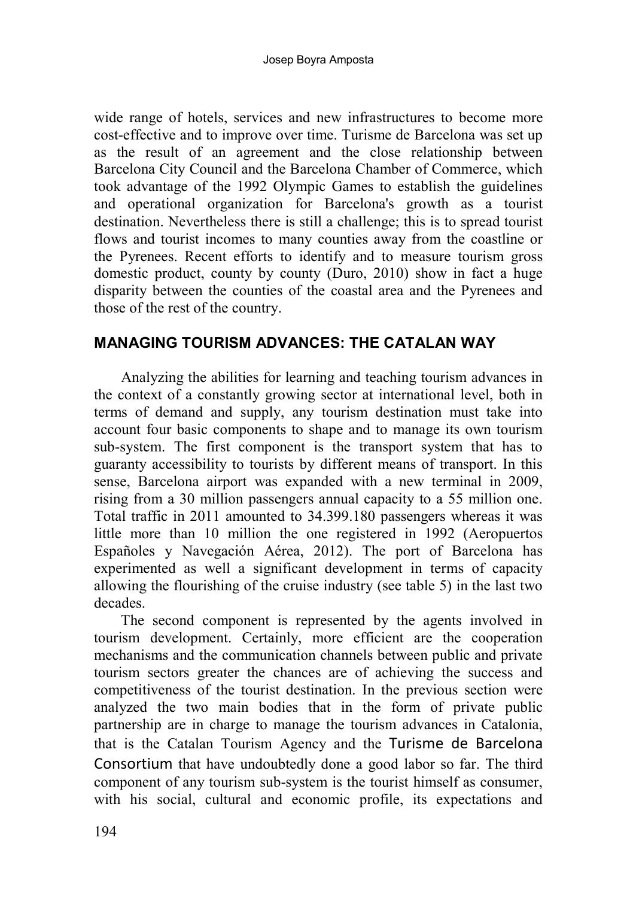wide range of hotels, services and new infrastructures to become more cost-effective and to improve over time. Turisme de Barcelona was set up as the result of an agreement and the close relationship between Barcelona City Council and the Barcelona Chamber of Commerce, which took advantage of the 1992 Olympic Games to establish the guidelines and operational organization for Barcelona's growth as a tourist destination. Nevertheless there is still a challenge; this is to spread tourist flows and tourist incomes to many counties away from the coastline or the Pyrenees. Recent efforts to identify and to measure tourism gross domestic product, county by county (Duro, 2010) show in fact a huge disparity between the counties of the coastal area and the Pyrenees and those of the rest of the country.

## MANAGING TOURISM ADVANCES: THE CATALAN WAY

Analyzing the abilities for learning and teaching tourism advances in the context of a constantly growing sector at international level, both in terms of demand and supply, any tourism destination must take into account four basic components to shape and to manage its own tourism sub-system. The first component is the transport system that has to guaranty accessibility to tourists by different means of transport. In this sense, Barcelona airport was expanded with a new terminal in 2009, rising from a 30 million passengers annual capacity to a 55 million one. Total traffic in 2011 amounted to 34.399.180 passengers whereas it was little more than 10 million the one registered in 1992 (Aeropuertos Españoles y Navegación Aérea, 2012). The port of Barcelona has experimented as well a significant development in terms of capacity allowing the flourishing of the cruise industry (see table 5) in the last two decades.

The second component is represented by the agents involved in tourism development. Certainly, more efficient are the cooperation mechanisms and the communication channels between public and private tourism sectors greater the chances are of achieving the success and competitiveness of the tourist destination. In the previous section were analyzed the two main bodies that in the form of private public partnership are in charge to manage the tourism advances in Catalonia, that is the Catalan Tourism Agency and the Turisme de Barcelona Consortium that have undoubtedly done a good labor so far. The third component of any tourism sub-system is the tourist himself as consumer, with his social, cultural and economic profile, its expectations and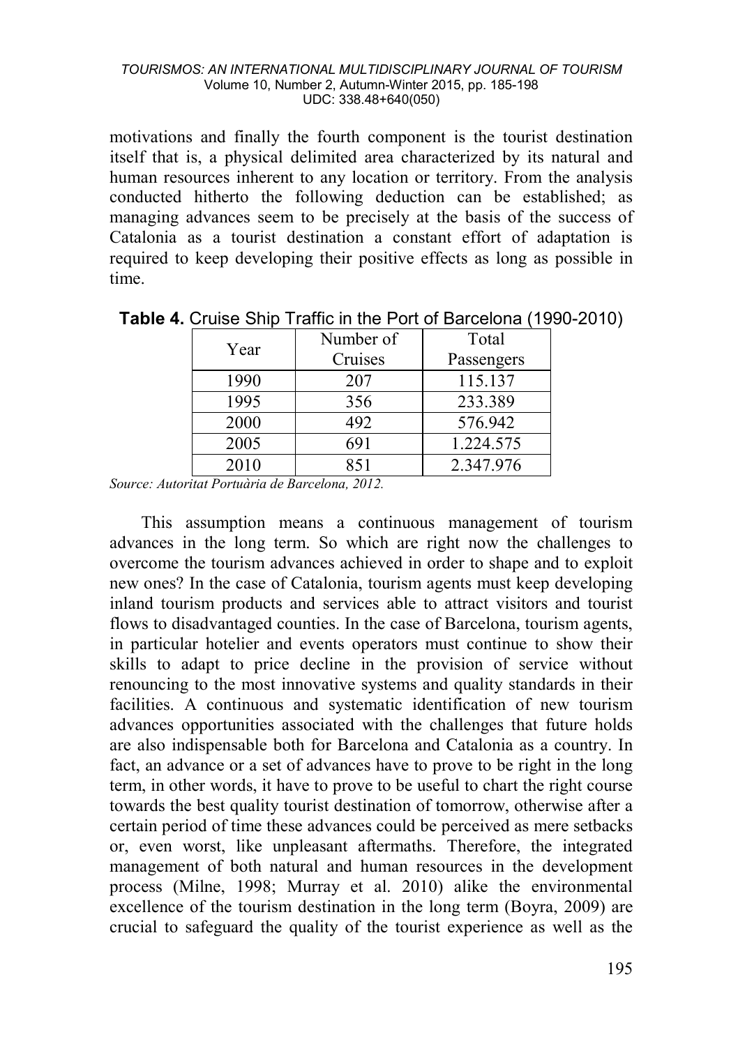motivations and finally the fourth component is the tourist destination itself that is, a physical delimited area characterized by its natural and human resources inherent to any location or territory. From the analysis conducted hitherto the following deduction can be established; as managing advances seem to be precisely at the basis of the success of Catalonia as a tourist destination a constant effort of adaptation is required to keep developing their positive effects as long as possible in time.

**Table 4.** Cruise Ship Traffic in the Port of Barcelona (1990-2010)

| Year | Number of Cruises | Total Passengers |
|---|---|---|
| 1990 | 207 | 115.137 |
| 1995 | 356 | 233.389 |
| 2000 | 492 | 576.942 |
| 2005 | 691 | 1.224.575 |
| 2010 | 851 | 2.347.976 |

*Source: Autoritat Portuària de Barcelona, 2012.*

This assumption means a continuous management of tourism advances in the long term. So which are right now the challenges to overcome the tourism advances achieved in order to shape and to exploit new ones? In the case of Catalonia, tourism agents must keep developing inland tourism products and services able to attract visitors and tourist flows to disadvantaged counties. In the case of Barcelona, tourism agents, in particular hotelier and events operators must continue to show their skills to adapt to price decline in the provision of service without renouncing to the most innovative systems and quality standards in their facilities. A continuous and systematic identification of new tourism advances opportunities associated with the challenges that future holds are also indispensable both for Barcelona and Catalonia as a country. In fact, an advance or a set of advances have to prove to be right in the long term, in other words, it have to prove to be useful to chart the right course towards the best quality tourist destination of tomorrow, otherwise after a certain period of time these advances could be perceived as mere setbacks or, even worst, like unpleasant aftermaths. Therefore, the integrated management of both natural and human resources in the development process (Milne, 1998; Murray et al. 2010) alike the environmental excellence of the tourism destination in the long term (Boyra, 2009) are crucial to safeguard the quality of the tourist experience as well as the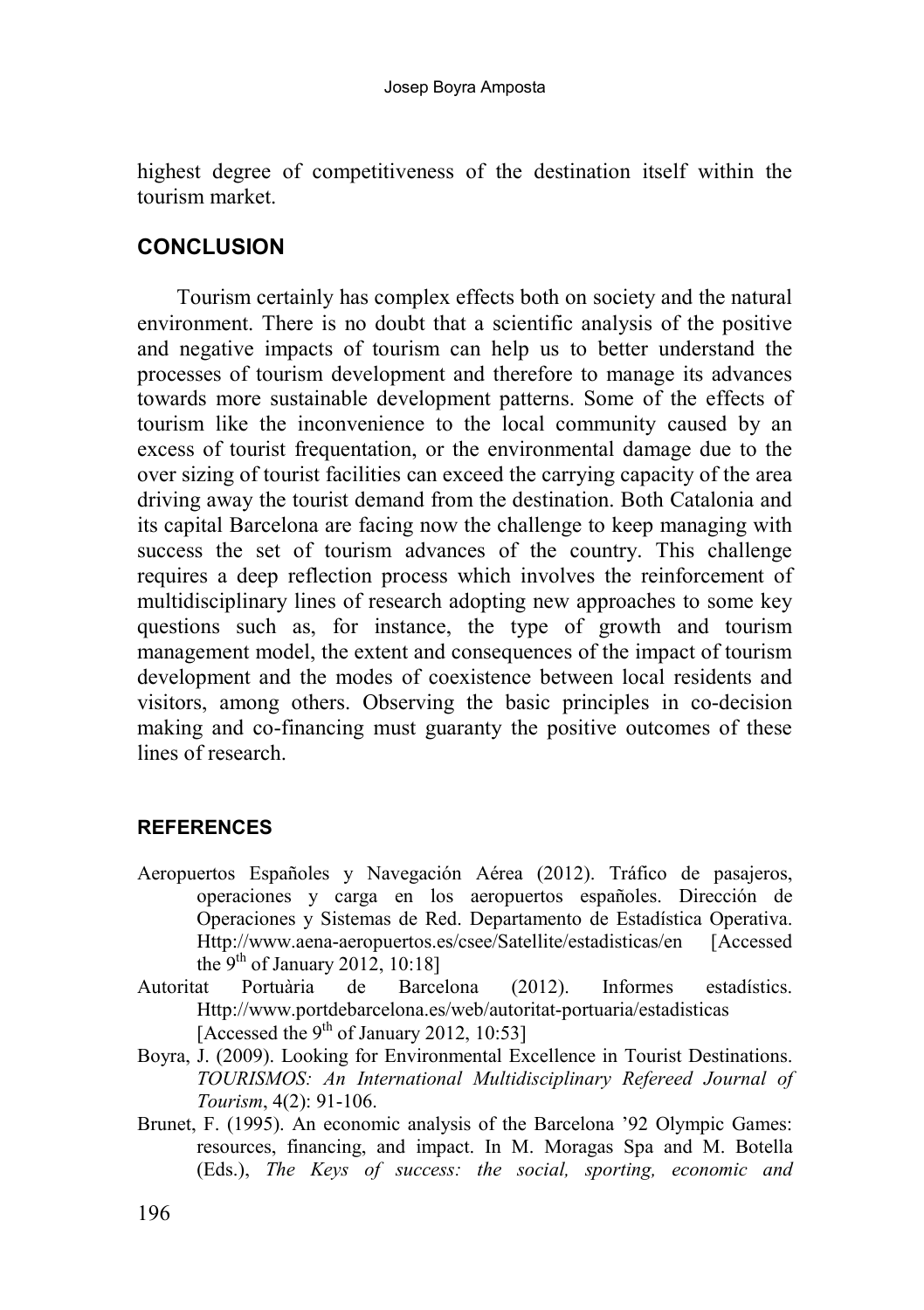highest degree of competitiveness of the destination itself within the tourism market.

## CONCLUSION

Tourism certainly has complex effects both on society and the natural environment. There is no doubt that a scientific analysis of the positive and negative impacts of tourism can help us to better understand the processes of tourism development and therefore to manage its advances towards more sustainable development patterns. Some of the effects of tourism like the inconvenience to the local community caused by an excess of tourist frequentation, or the environmental damage due to the over sizing of tourist facilities can exceed the carrying capacity of the area driving away the tourist demand from the destination. Both Catalonia and its capital Barcelona are facing now the challenge to keep managing with success the set of tourism advances of the country. This challenge requires a deep reflection process which involves the reinforcement of multidisciplinary lines of research adopting new approaches to some key questions such as, for instance, the type of growth and tourism management model, the extent and consequences of the impact of tourism development and the modes of coexistence between local residents and visitors, among others. Observing the basic principles in co-decision making and co-financing must guaranty the positive outcomes of these lines of research.

### REFERENCES

Aeropuertos Españoles y Navegación Aérea (2012). Tráfico de pasajeros, operaciones y carga en los aeropuertos españoles. Dirección de Operaciones y Sistemas de Red. Departamento de Estadística Operativa. Http://www.aena-aeropuertos.es/csee/Satellite/estadisticas/en [Accessed the 9th of January 2012, 10:18]

Autoritat Portuària de Barcelona (2012). Informes estadístics. Http://www.portdebarcelona.es/web/autoritat-portuaria/estadisticas [Accessed the 9th of January 2012, 10:53]

Boyra, J. (2009). Looking for Environmental Excellence in Tourist Destinations. *TOURISMOS: An International Multidisciplinary Refereed Journal of Tourism*, 4(2): 91-106.

Brunet, F. (1995). An economic analysis of the Barcelona '92 Olympic Games: resources, financing, and impact. In M. Moragas Spa and M. Botella (Eds.), *The Keys of success: the social, sporting, economic and*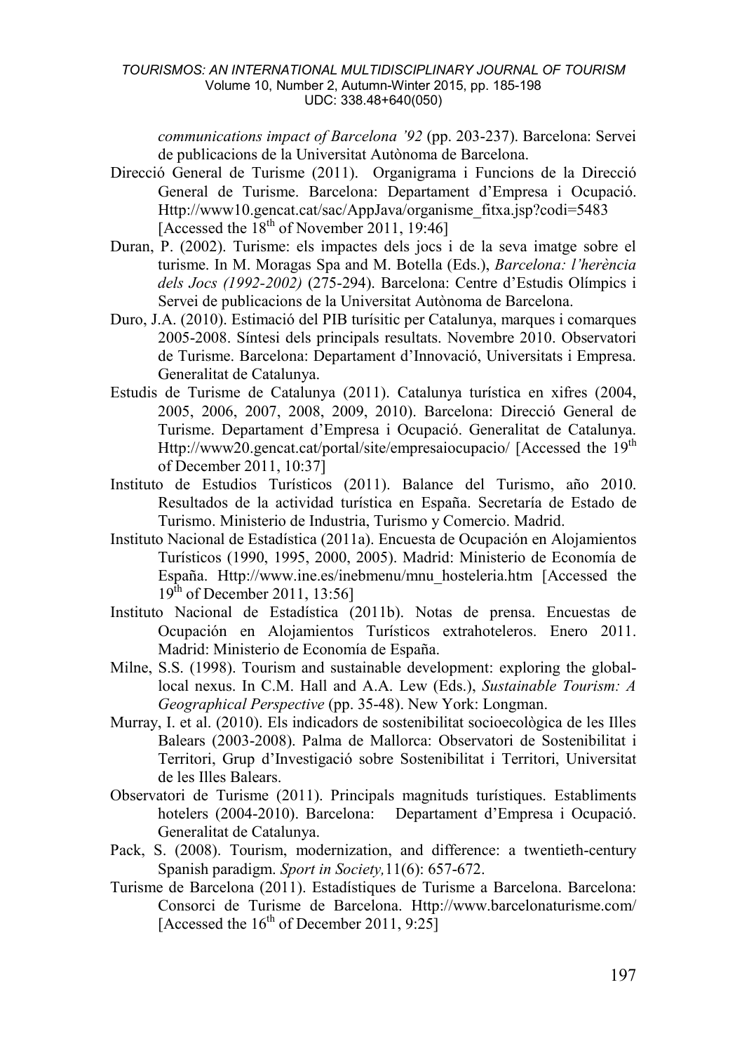*communications impact of Barcelona '92* (pp. 203-237). Barcelona: Servei de publicacions de la Universitat Autònoma de Barcelona.

Direcció General de Turisme (2011). Organigrama i Funcions de la Direcció General de Turisme. Barcelona: Departament d'Empresa i Ocupació. Http://www10.gencat.cat/sac/AppJava/organisme_fitxa.jsp?codi=5483 [Accessed the 18th of November 2011, 19:46]

Duran, P. (2002). Turisme: els impactes dels jocs i de la seva imatge sobre el turisme. In M. Moragas Spa and M. Botella (Eds.), *Barcelona: l'herència dels Jocs (1992-2002)* (275-294). Barcelona: Centre d'Estudis Olímpics i Servei de publicacions de la Universitat Autònoma de Barcelona.

Duro, J.A. (2010). Estimació del PIB turísitic per Catalunya, marques i comarques 2005-2008. Síntesi dels principals resultats. Novembre 2010. Observatori de Turisme. Barcelona: Departament d'Innovació, Universitats i Empresa. Generalitat de Catalunya.

Estudis de Turisme de Catalunya (2011). Catalunya turística en xifres (2004, 2005, 2006, 2007, 2008, 2009, 2010). Barcelona: Direcció General de Turisme. Departament d'Empresa i Ocupació. Generalitat de Catalunya. Http://www20.gencat.cat/portal/site/empresaiocupacio/ [Accessed the 19th of December 2011, 10:37]

Instituto de Estudios Turísticos (2011). Balance del Turismo, año 2010. Resultados de la actividad turística en España. Secretaría de Estado de Turismo. Ministerio de Industria, Turismo y Comercio. Madrid.

Instituto Nacional de Estadística (2011a). Encuesta de Ocupación en Alojamientos Turísticos (1990, 1995, 2000, 2005). Madrid: Ministerio de Economía de España. Http://www.ine.es/inebmenu/mnu_hosteleria.htm [Accessed the 19th of December 2011, 13:56]

Instituto Nacional de Estadística (2011b). Notas de prensa. Encuestas de Ocupación en Alojamientos Turísticos extrahoteleros. Enero 2011. Madrid: Ministerio de Economía de España.

Milne, S.S. (1998). Tourism and sustainable development: exploring the global-local nexus. In C.M. Hall and A.A. Lew (Eds.), *Sustainable Tourism: A Geographical Perspective* (pp. 35-48). New York: Longman.

Murray, I. et al. (2010). Els indicadors de sostenibilitat socioecològica de les Illes Balears (2003-2008). Palma de Mallorca: Observatori de Sostenibilitat i Territori, Grup d'Investigació sobre Sostenibilitat i Territori, Universitat de les Illes Balears.

Observatori de Turisme (2011). Principals magnituds turístiques. Establiments hotelers (2004-2010). Barcelona: Departament d'Empresa i Ocupació. Generalitat de Catalunya.

Pack, S. (2008). Tourism, modernization, and difference: a twentieth-century Spanish paradigm. *Sport in Society,*11(6): 657-672.

Turisme de Barcelona (2011). Estadístiques de Turisme a Barcelona. Barcelona: Consorci de Turisme de Barcelona. Http://www.barcelonaturisme.com/ [Accessed the 16th of December 2011, 9:25]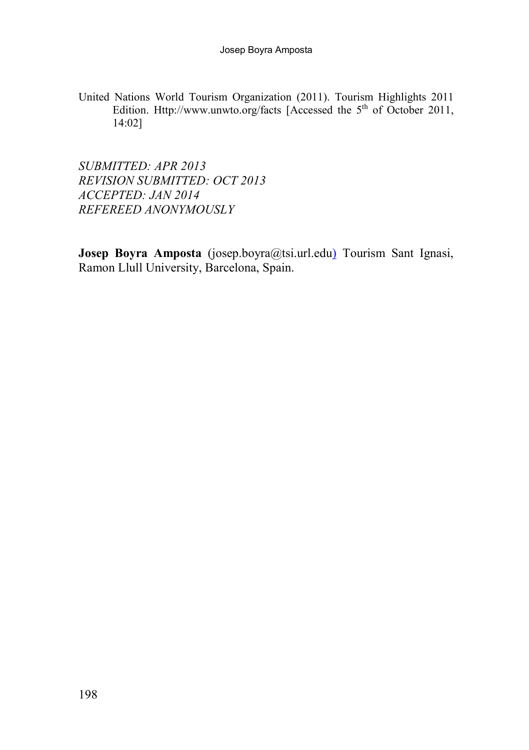United Nations World Tourism Organization (2011). Tourism Highlights 2011 Edition. Http://www.unwto.org/facts [Accessed the 5th of October 2011, 14:02]

*SUBMITTED: APR 2013*
*REVISION SUBMITTED: OCT 2013*
*ACCEPTED: JAN 2014*
*REFEREED ANONYMOUSLY*

**Josep Boyra Amposta** (josep.boyra@tsi.url.edu) Tourism Sant Ignasi, Ramon Llull University, Barcelona, Spain.